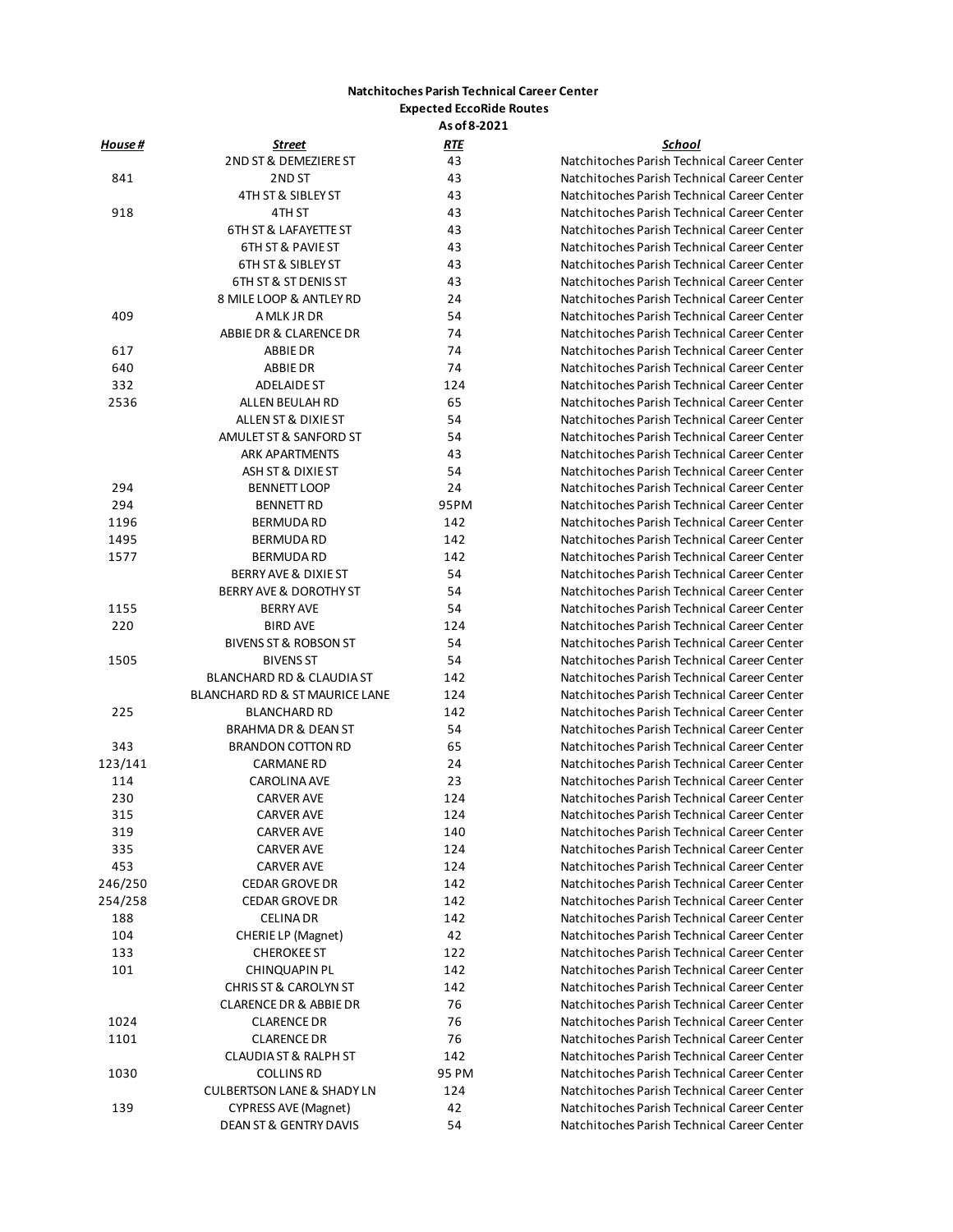**Natchitoches Parish Technical Career Center**
**Expected EccoRide Routes**
**As of 8-2021**

| House # | Street | RTE | School |
|---|---|---|---|
| | 2ND ST & DEMEZIERE ST | 43 | Natchitoches Parish Technical Career Center |
| 841 | 2ND ST | 43 | Natchitoches Parish Technical Career Center |
| | 4TH ST & SIBLEY ST | 43 | Natchitoches Parish Technical Career Center |
| 918 | 4TH ST | 43 | Natchitoches Parish Technical Career Center |
| | 6TH ST & LAFAYETTE ST | 43 | Natchitoches Parish Technical Career Center |
| | 6TH ST & PAVIE ST | 43 | Natchitoches Parish Technical Career Center |
| | 6TH ST & SIBLEY ST | 43 | Natchitoches Parish Technical Career Center |
| | 6TH ST & ST DENIS ST | 43 | Natchitoches Parish Technical Career Center |
| | 8 MILE LOOP & ANTLEY RD | 24 | Natchitoches Parish Technical Career Center |
| 409 | A MLK JR DR | 54 | Natchitoches Parish Technical Career Center |
| | ABBIE DR & CLARENCE DR | 74 | Natchitoches Parish Technical Career Center |
| 617 | ABBIE DR | 74 | Natchitoches Parish Technical Career Center |
| 640 | ABBIE DR | 74 | Natchitoches Parish Technical Career Center |
| 332 | ADELAIDE ST | 124 | Natchitoches Parish Technical Career Center |
| 2536 | ALLEN BEULAH RD | 65 | Natchitoches Parish Technical Career Center |
| | ALLEN ST & DIXIE ST | 54 | Natchitoches Parish Technical Career Center |
| | AMULET ST & SANFORD ST | 54 | Natchitoches Parish Technical Career Center |
| | ARK APARTMENTS | 43 | Natchitoches Parish Technical Career Center |
| | ASH ST & DIXIE ST | 54 | Natchitoches Parish Technical Career Center |
| 294 | BENNETT LOOP | 24 | Natchitoches Parish Technical Career Center |
| 294 | BENNETT RD | 95PM | Natchitoches Parish Technical Career Center |
| 1196 | BERMUDA RD | 142 | Natchitoches Parish Technical Career Center |
| 1495 | BERMUDA RD | 142 | Natchitoches Parish Technical Career Center |
| 1577 | BERMUDA RD | 142 | Natchitoches Parish Technical Career Center |
| | BERRY AVE & DIXIE ST | 54 | Natchitoches Parish Technical Career Center |
| | BERRY AVE & DOROTHY ST | 54 | Natchitoches Parish Technical Career Center |
| 1155 | BERRY AVE | 54 | Natchitoches Parish Technical Career Center |
| 220 | BIRD AVE | 124 | Natchitoches Parish Technical Career Center |
| | BIVENS ST & ROBSON ST | 54 | Natchitoches Parish Technical Career Center |
| 1505 | BIVENS ST | 54 | Natchitoches Parish Technical Career Center |
| | BLANCHARD RD & CLAUDIA ST | 142 | Natchitoches Parish Technical Career Center |
| | BLANCHARD RD & ST MAURICE LANE | 124 | Natchitoches Parish Technical Career Center |
| 225 | BLANCHARD RD | 142 | Natchitoches Parish Technical Career Center |
| | BRAHMA DR & DEAN ST | 54 | Natchitoches Parish Technical Career Center |
| 343 | BRANDON COTTON RD | 65 | Natchitoches Parish Technical Career Center |
| 123/141 | CARMANE RD | 24 | Natchitoches Parish Technical Career Center |
| 114 | CAROLINA AVE | 23 | Natchitoches Parish Technical Career Center |
| 230 | CARVER AVE | 124 | Natchitoches Parish Technical Career Center |
| 315 | CARVER AVE | 124 | Natchitoches Parish Technical Career Center |
| 319 | CARVER AVE | 140 | Natchitoches Parish Technical Career Center |
| 335 | CARVER AVE | 124 | Natchitoches Parish Technical Career Center |
| 453 | CARVER AVE | 124 | Natchitoches Parish Technical Career Center |
| 246/250 | CEDAR GROVE DR | 142 | Natchitoches Parish Technical Career Center |
| 254/258 | CEDAR GROVE DR | 142 | Natchitoches Parish Technical Career Center |
| 188 | CELINA DR | 142 | Natchitoches Parish Technical Career Center |
| 104 | CHERIE LP (Magnet) | 42 | Natchitoches Parish Technical Career Center |
| 133 | CHEROKEE ST | 122 | Natchitoches Parish Technical Career Center |
| 101 | CHINQUAPIN PL | 142 | Natchitoches Parish Technical Career Center |
| | CHRIS ST & CAROLYN ST | 142 | Natchitoches Parish Technical Career Center |
| | CLARENCE DR & ABBIE DR | 76 | Natchitoches Parish Technical Career Center |
| 1024 | CLARENCE DR | 76 | Natchitoches Parish Technical Career Center |
| 1101 | CLARENCE DR | 76 | Natchitoches Parish Technical Career Center |
| | CLAUDIA ST & RALPH ST | 142 | Natchitoches Parish Technical Career Center |
| 1030 | COLLINS RD | 95 PM | Natchitoches Parish Technical Career Center |
| | CULBERTSON LANE & SHADY LN | 124 | Natchitoches Parish Technical Career Center |
| 139 | CYPRESS AVE (Magnet) | 42 | Natchitoches Parish Technical Career Center |
| | DEAN ST & GENTRY DAVIS | 54 | Natchitoches Parish Technical Career Center |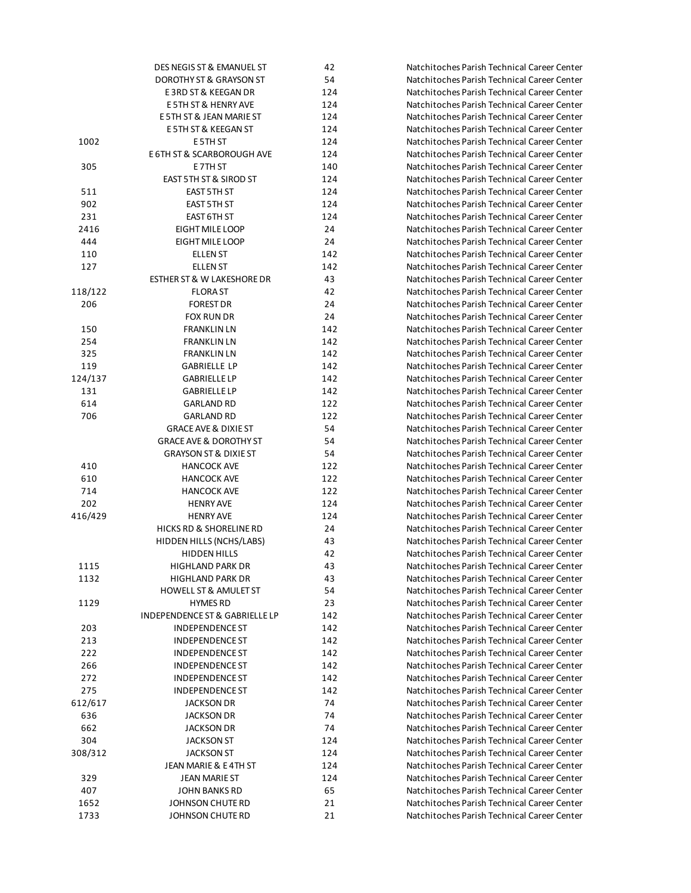|  |  |  |  |
|---|---|---|---|
|  | DES NEGIS ST & EMANUEL ST | 42 | Natchitoches Parish Technical Career Center |
|  | DOROTHY ST & GRAYSON ST | 54 | Natchitoches Parish Technical Career Center |
|  | E 3RD ST & KEEGAN DR | 124 | Natchitoches Parish Technical Career Center |
|  | E 5TH ST & HENRY AVE | 124 | Natchitoches Parish Technical Career Center |
|  | E 5TH ST & JEAN MARIE ST | 124 | Natchitoches Parish Technical Career Center |
|  | E 5TH ST & KEEGAN ST | 124 | Natchitoches Parish Technical Career Center |
| 1002 | E 5TH ST | 124 | Natchitoches Parish Technical Career Center |
|  | E 6TH ST & SCARBOROUGH AVE | 124 | Natchitoches Parish Technical Career Center |
| 305 | E 7TH ST | 140 | Natchitoches Parish Technical Career Center |
|  | EAST 5TH ST & SIROD ST | 124 | Natchitoches Parish Technical Career Center |
| 511 | EAST 5TH ST | 124 | Natchitoches Parish Technical Career Center |
| 902 | EAST 5TH ST | 124 | Natchitoches Parish Technical Career Center |
| 231 | EAST 6TH ST | 124 | Natchitoches Parish Technical Career Center |
| 2416 | EIGHT MILE LOOP | 24 | Natchitoches Parish Technical Career Center |
| 444 | EIGHT MILE LOOP | 24 | Natchitoches Parish Technical Career Center |
| 110 | ELLEN ST | 142 | Natchitoches Parish Technical Career Center |
| 127 | ELLEN ST | 142 | Natchitoches Parish Technical Career Center |
|  | ESTHER ST & W LAKESHORE DR | 43 | Natchitoches Parish Technical Career Center |
| 118/122 | FLORA ST | 42 | Natchitoches Parish Technical Career Center |
| 206 | FOREST DR | 24 | Natchitoches Parish Technical Career Center |
|  | FOX RUN DR | 24 | Natchitoches Parish Technical Career Center |
| 150 | FRANKLIN LN | 142 | Natchitoches Parish Technical Career Center |
| 254 | FRANKLIN LN | 142 | Natchitoches Parish Technical Career Center |
| 325 | FRANKLIN LN | 142 | Natchitoches Parish Technical Career Center |
| 119 | GABRIELLE LP | 142 | Natchitoches Parish Technical Career Center |
| 124/137 | GABRIELLE LP | 142 | Natchitoches Parish Technical Career Center |
| 131 | GABRIELLE LP | 142 | Natchitoches Parish Technical Career Center |
| 614 | GARLAND RD | 122 | Natchitoches Parish Technical Career Center |
| 706 | GARLAND RD | 122 | Natchitoches Parish Technical Career Center |
|  | GRACE AVE & DIXIE ST | 54 | Natchitoches Parish Technical Career Center |
|  | GRACE AVE & DOROTHY ST | 54 | Natchitoches Parish Technical Career Center |
|  | GRAYSON ST & DIXIE ST | 54 | Natchitoches Parish Technical Career Center |
| 410 | HANCOCK AVE | 122 | Natchitoches Parish Technical Career Center |
| 610 | HANCOCK AVE | 122 | Natchitoches Parish Technical Career Center |
| 714 | HANCOCK AVE | 122 | Natchitoches Parish Technical Career Center |
| 202 | HENRY AVE | 124 | Natchitoches Parish Technical Career Center |
| 416/429 | HENRY AVE | 124 | Natchitoches Parish Technical Career Center |
|  | HICKS RD & SHORELINE RD | 24 | Natchitoches Parish Technical Career Center |
|  | HIDDEN HILLS (NCHS/LABS) | 43 | Natchitoches Parish Technical Career Center |
|  | HIDDEN HILLS | 42 | Natchitoches Parish Technical Career Center |
| 1115 | HIGHLAND PARK DR | 43 | Natchitoches Parish Technical Career Center |
| 1132 | HIGHLAND PARK DR | 43 | Natchitoches Parish Technical Career Center |
|  | HOWELL ST & AMULET ST | 54 | Natchitoches Parish Technical Career Center |
| 1129 | HYMES RD | 23 | Natchitoches Parish Technical Career Center |
|  | INDEPENDENCE ST & GABRIELLE LP | 142 | Natchitoches Parish Technical Career Center |
| 203 | INDEPENDENCE ST | 142 | Natchitoches Parish Technical Career Center |
| 213 | INDEPENDENCE ST | 142 | Natchitoches Parish Technical Career Center |
| 222 | INDEPENDENCE ST | 142 | Natchitoches Parish Technical Career Center |
| 266 | INDEPENDENCE ST | 142 | Natchitoches Parish Technical Career Center |
| 272 | INDEPENDENCE ST | 142 | Natchitoches Parish Technical Career Center |
| 275 | INDEPENDENCE ST | 142 | Natchitoches Parish Technical Career Center |
| 612/617 | JACKSON DR | 74 | Natchitoches Parish Technical Career Center |
| 636 | JACKSON DR | 74 | Natchitoches Parish Technical Career Center |
| 662 | JACKSON DR | 74 | Natchitoches Parish Technical Career Center |
| 304 | JACKSON ST | 124 | Natchitoches Parish Technical Career Center |
| 308/312 | JACKSON ST | 124 | Natchitoches Parish Technical Career Center |
|  | JEAN MARIE & E 4TH ST | 124 | Natchitoches Parish Technical Career Center |
| 329 | JEAN MARIE ST | 124 | Natchitoches Parish Technical Career Center |
| 407 | JOHN BANKS RD | 65 | Natchitoches Parish Technical Career Center |
| 1652 | JOHNSON CHUTE RD | 21 | Natchitoches Parish Technical Career Center |
| 1733 | JOHNSON CHUTE RD | 21 | Natchitoches Parish Technical Career Center |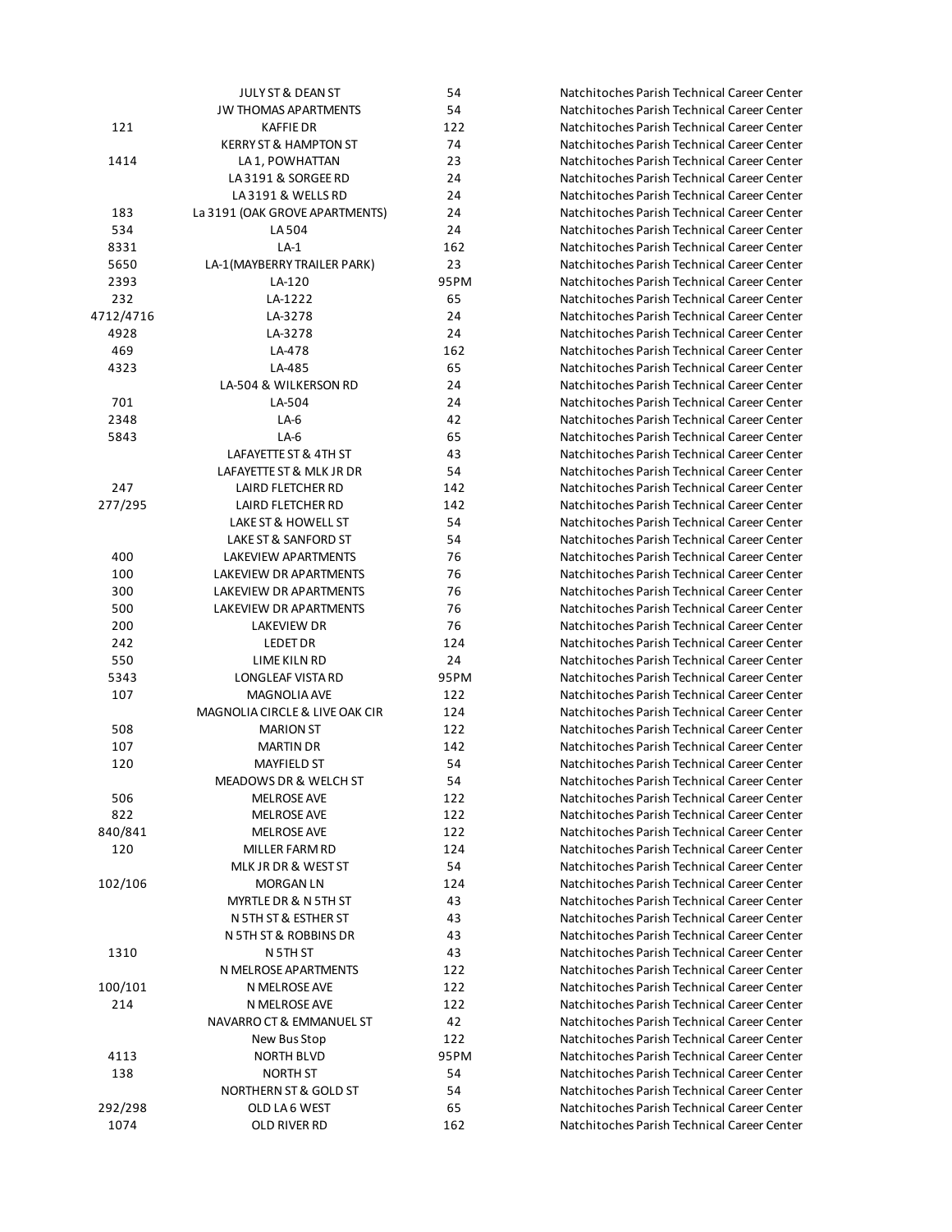|  |  |  |  |
|---|---|---|---|
|  | JULY ST & DEAN ST | 54 | Natchitoches Parish Technical Career Center |
|  | JW THOMAS APARTMENTS | 54 | Natchitoches Parish Technical Career Center |
| 121 | KAFFIE DR | 122 | Natchitoches Parish Technical Career Center |
|  | KERRY ST & HAMPTON ST | 74 | Natchitoches Parish Technical Career Center |
| 1414 | LA 1, POWHATTAN | 23 | Natchitoches Parish Technical Career Center |
|  | LA 3191 & SORGEE RD | 24 | Natchitoches Parish Technical Career Center |
|  | LA 3191 & WELLS RD | 24 | Natchitoches Parish Technical Career Center |
| 183 | La 3191 (OAK GROVE APARTMENTS) | 24 | Natchitoches Parish Technical Career Center |
| 534 | LA 504 | 24 | Natchitoches Parish Technical Career Center |
| 8331 | LA-1 | 162 | Natchitoches Parish Technical Career Center |
| 5650 | LA-1(MAYBERRY TRAILER PARK) | 23 | Natchitoches Parish Technical Career Center |
| 2393 | LA-120 | 95PM | Natchitoches Parish Technical Career Center |
| 232 | LA-1222 | 65 | Natchitoches Parish Technical Career Center |
| 4712/4716 | LA-3278 | 24 | Natchitoches Parish Technical Career Center |
| 4928 | LA-3278 | 24 | Natchitoches Parish Technical Career Center |
| 469 | LA-478 | 162 | Natchitoches Parish Technical Career Center |
| 4323 | LA-485 | 65 | Natchitoches Parish Technical Career Center |
|  | LA-504 & WILKERSON RD | 24 | Natchitoches Parish Technical Career Center |
| 701 | LA-504 | 24 | Natchitoches Parish Technical Career Center |
| 2348 | LA-6 | 42 | Natchitoches Parish Technical Career Center |
| 5843 | LA-6 | 65 | Natchitoches Parish Technical Career Center |
|  | LAFAYETTE ST & 4TH ST | 43 | Natchitoches Parish Technical Career Center |
|  | LAFAYETTE ST & MLK JR DR | 54 | Natchitoches Parish Technical Career Center |
| 247 | LAIRD FLETCHER RD | 142 | Natchitoches Parish Technical Career Center |
| 277/295 | LAIRD FLETCHER RD | 142 | Natchitoches Parish Technical Career Center |
|  | LAKE ST & HOWELL ST | 54 | Natchitoches Parish Technical Career Center |
|  | LAKE ST & SANFORD ST | 54 | Natchitoches Parish Technical Career Center |
| 400 | LAKEVIEW APARTMENTS | 76 | Natchitoches Parish Technical Career Center |
| 100 | LAKEVIEW DR APARTMENTS | 76 | Natchitoches Parish Technical Career Center |
| 300 | LAKEVIEW DR APARTMENTS | 76 | Natchitoches Parish Technical Career Center |
| 500 | LAKEVIEW DR APARTMENTS | 76 | Natchitoches Parish Technical Career Center |
| 200 | LAKEVIEW DR | 76 | Natchitoches Parish Technical Career Center |
| 242 | LEDET DR | 124 | Natchitoches Parish Technical Career Center |
| 550 | LIME KILN RD | 24 | Natchitoches Parish Technical Career Center |
| 5343 | LONGLEAF VISTA RD | 95PM | Natchitoches Parish Technical Career Center |
| 107 | MAGNOLIA AVE | 122 | Natchitoches Parish Technical Career Center |
|  | MAGNOLIA CIRCLE & LIVE OAK CIR | 124 | Natchitoches Parish Technical Career Center |
| 508 | MARION ST | 122 | Natchitoches Parish Technical Career Center |
| 107 | MARTIN DR | 142 | Natchitoches Parish Technical Career Center |
| 120 | MAYFIELD ST | 54 | Natchitoches Parish Technical Career Center |
|  | MEADOWS DR & WELCH ST | 54 | Natchitoches Parish Technical Career Center |
| 506 | MELROSE AVE | 122 | Natchitoches Parish Technical Career Center |
| 822 | MELROSE AVE | 122 | Natchitoches Parish Technical Career Center |
| 840/841 | MELROSE AVE | 122 | Natchitoches Parish Technical Career Center |
| 120 | MILLER FARM RD | 124 | Natchitoches Parish Technical Career Center |
|  | MLK JR DR & WEST ST | 54 | Natchitoches Parish Technical Career Center |
| 102/106 | MORGAN LN | 124 | Natchitoches Parish Technical Career Center |
|  | MYRTLE DR & N 5TH ST | 43 | Natchitoches Parish Technical Career Center |
|  | N 5TH ST & ESTHER ST | 43 | Natchitoches Parish Technical Career Center |
|  | N 5TH ST & ROBBINS DR | 43 | Natchitoches Parish Technical Career Center |
| 1310 | N 5TH ST | 43 | Natchitoches Parish Technical Career Center |
|  | N MELROSE APARTMENTS | 122 | Natchitoches Parish Technical Career Center |
| 100/101 | N MELROSE AVE | 122 | Natchitoches Parish Technical Career Center |
| 214 | N MELROSE AVE | 122 | Natchitoches Parish Technical Career Center |
|  | NAVARRO CT & EMMANUEL ST | 42 | Natchitoches Parish Technical Career Center |
|  | New Bus Stop | 122 | Natchitoches Parish Technical Career Center |
| 4113 | NORTH BLVD | 95PM | Natchitoches Parish Technical Career Center |
| 138 | NORTH ST | 54 | Natchitoches Parish Technical Career Center |
|  | NORTHERN ST & GOLD ST | 54 | Natchitoches Parish Technical Career Center |
| 292/298 | OLD LA 6 WEST | 65 | Natchitoches Parish Technical Career Center |
| 1074 | OLD RIVER RD | 162 | Natchitoches Parish Technical Career Center |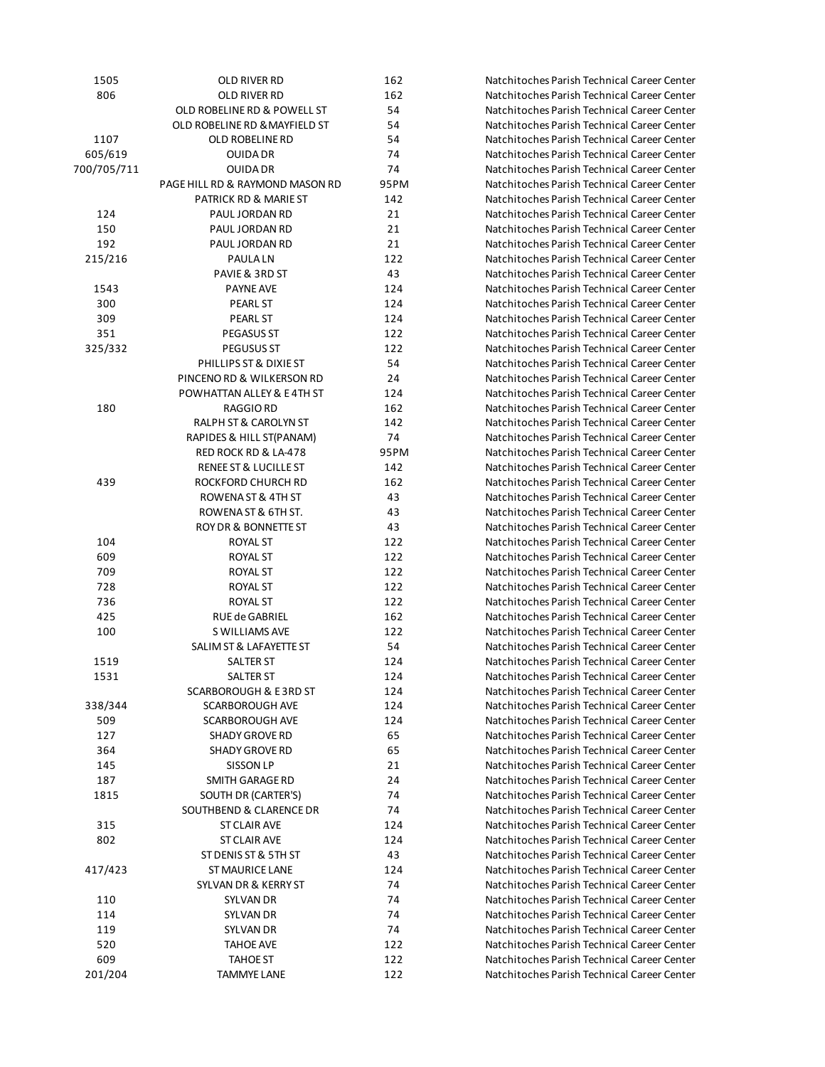| | | | |
|---|---|---|---|
| 1505 | OLD RIVER RD | 162 | Natchitoches Parish Technical Career Center |
| 806 | OLD RIVER RD | 162 | Natchitoches Parish Technical Career Center |
| | OLD ROBELINE RD & POWELL ST | 54 | Natchitoches Parish Technical Career Center |
| | OLD ROBELINE RD &MAYFIELD ST | 54 | Natchitoches Parish Technical Career Center |
| 1107 | OLD ROBELINE RD | 54 | Natchitoches Parish Technical Career Center |
| 605/619 | OUIDA DR | 74 | Natchitoches Parish Technical Career Center |
| 700/705/711 | OUIDA DR | 74 | Natchitoches Parish Technical Career Center |
| | PAGE HILL RD & RAYMOND MASON RD | 95PM | Natchitoches Parish Technical Career Center |
| | PATRICK RD & MARIE ST | 142 | Natchitoches Parish Technical Career Center |
| 124 | PAUL JORDAN RD | 21 | Natchitoches Parish Technical Career Center |
| 150 | PAUL JORDAN RD | 21 | Natchitoches Parish Technical Career Center |
| 192 | PAUL JORDAN RD | 21 | Natchitoches Parish Technical Career Center |
| 215/216 | PAULA LN | 122 | Natchitoches Parish Technical Career Center |
| | PAVIE & 3RD ST | 43 | Natchitoches Parish Technical Career Center |
| 1543 | PAYNE AVE | 124 | Natchitoches Parish Technical Career Center |
| 300 | PEARL ST | 124 | Natchitoches Parish Technical Career Center |
| 309 | PEARL ST | 124 | Natchitoches Parish Technical Career Center |
| 351 | PEGASUS ST | 122 | Natchitoches Parish Technical Career Center |
| 325/332 | PEGUSUS ST | 122 | Natchitoches Parish Technical Career Center |
| | PHILLIPS ST & DIXIE ST | 54 | Natchitoches Parish Technical Career Center |
| | PINCENO RD & WILKERSON RD | 24 | Natchitoches Parish Technical Career Center |
| | POWHATTAN ALLEY & E 4TH ST | 124 | Natchitoches Parish Technical Career Center |
| 180 | RAGGIO RD | 162 | Natchitoches Parish Technical Career Center |
| | RALPH ST & CAROLYN ST | 142 | Natchitoches Parish Technical Career Center |
| | RAPIDES & HILL ST(PANAM) | 74 | Natchitoches Parish Technical Career Center |
| | RED ROCK RD & LA-478 | 95PM | Natchitoches Parish Technical Career Center |
| | RENEE ST & LUCILLE ST | 142 | Natchitoches Parish Technical Career Center |
| 439 | ROCKFORD CHURCH RD | 162 | Natchitoches Parish Technical Career Center |
| | ROWENA ST & 4TH ST | 43 | Natchitoches Parish Technical Career Center |
| | ROWENA ST & 6TH ST. | 43 | Natchitoches Parish Technical Career Center |
| | ROY DR & BONNETTE ST | 43 | Natchitoches Parish Technical Career Center |
| 104 | ROYAL ST | 122 | Natchitoches Parish Technical Career Center |
| 609 | ROYAL ST | 122 | Natchitoches Parish Technical Career Center |
| 709 | ROYAL ST | 122 | Natchitoches Parish Technical Career Center |
| 728 | ROYAL ST | 122 | Natchitoches Parish Technical Career Center |
| 736 | ROYAL ST | 122 | Natchitoches Parish Technical Career Center |
| 425 | RUE de GABRIEL | 162 | Natchitoches Parish Technical Career Center |
| 100 | S WILLIAMS AVE | 122 | Natchitoches Parish Technical Career Center |
| | SALIM ST & LAFAYETTE ST | 54 | Natchitoches Parish Technical Career Center |
| 1519 | SALTER ST | 124 | Natchitoches Parish Technical Career Center |
| 1531 | SALTER ST | 124 | Natchitoches Parish Technical Career Center |
| | SCARBOROUGH & E 3RD ST | 124 | Natchitoches Parish Technical Career Center |
| 338/344 | SCARBOROUGH AVE | 124 | Natchitoches Parish Technical Career Center |
| 509 | SCARBOROUGH AVE | 124 | Natchitoches Parish Technical Career Center |
| 127 | SHADY GROVE RD | 65 | Natchitoches Parish Technical Career Center |
| 364 | SHADY GROVE RD | 65 | Natchitoches Parish Technical Career Center |
| 145 | SISSON LP | 21 | Natchitoches Parish Technical Career Center |
| 187 | SMITH GARAGE RD | 24 | Natchitoches Parish Technical Career Center |
| 1815 | SOUTH DR (CARTER'S) | 74 | Natchitoches Parish Technical Career Center |
| | SOUTHBEND & CLARENCE DR | 74 | Natchitoches Parish Technical Career Center |
| 315 | ST CLAIR AVE | 124 | Natchitoches Parish Technical Career Center |
| 802 | ST CLAIR AVE | 124 | Natchitoches Parish Technical Career Center |
| | ST DENIS ST & 5TH ST | 43 | Natchitoches Parish Technical Career Center |
| 417/423 | ST MAURICE LANE | 124 | Natchitoches Parish Technical Career Center |
| | SYLVAN DR & KERRY ST | 74 | Natchitoches Parish Technical Career Center |
| 110 | SYLVAN DR | 74 | Natchitoches Parish Technical Career Center |
| 114 | SYLVAN DR | 74 | Natchitoches Parish Technical Career Center |
| 119 | SYLVAN DR | 74 | Natchitoches Parish Technical Career Center |
| 520 | TAHOE AVE | 122 | Natchitoches Parish Technical Career Center |
| 609 | TAHOE ST | 122 | Natchitoches Parish Technical Career Center |
| 201/204 | TAMMYE LANE | 122 | Natchitoches Parish Technical Career Center |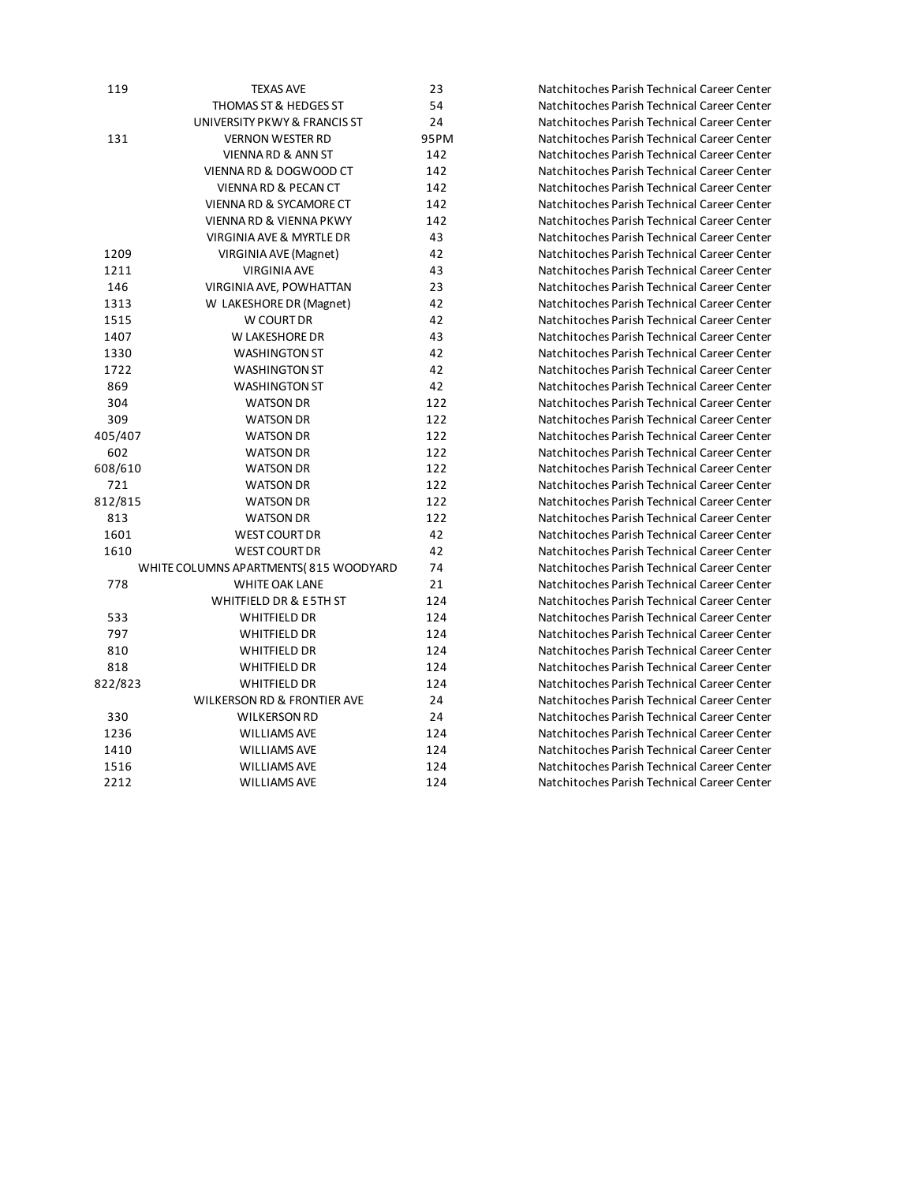| | | | |
|---|---|---|---|
| 119 | TEXAS AVE | 23 | Natchitoches Parish Technical Career Center |
| | THOMAS ST & HEDGES ST | 54 | Natchitoches Parish Technical Career Center |
| | UNIVERSITY PKWY & FRANCIS ST | 24 | Natchitoches Parish Technical Career Center |
| 131 | VERNON WESTER RD | 95PM | Natchitoches Parish Technical Career Center |
| | VIENNA RD & ANN ST | 142 | Natchitoches Parish Technical Career Center |
| | VIENNA RD & DOGWOOD CT | 142 | Natchitoches Parish Technical Career Center |
| | VIENNA RD & PECAN CT | 142 | Natchitoches Parish Technical Career Center |
| | VIENNA RD & SYCAMORE CT | 142 | Natchitoches Parish Technical Career Center |
| | VIENNA RD & VIENNA PKWY | 142 | Natchitoches Parish Technical Career Center |
| | VIRGINIA AVE & MYRTLE DR | 43 | Natchitoches Parish Technical Career Center |
| 1209 | VIRGINIA AVE (Magnet) | 42 | Natchitoches Parish Technical Career Center |
| 1211 | VIRGINIA AVE | 43 | Natchitoches Parish Technical Career Center |
| 146 | VIRGINIA AVE, POWHATTAN | 23 | Natchitoches Parish Technical Career Center |
| 1313 | W LAKESHORE DR (Magnet) | 42 | Natchitoches Parish Technical Career Center |
| 1515 | W COURT DR | 42 | Natchitoches Parish Technical Career Center |
| 1407 | W LAKESHORE DR | 43 | Natchitoches Parish Technical Career Center |
| 1330 | WASHINGTON ST | 42 | Natchitoches Parish Technical Career Center |
| 1722 | WASHINGTON ST | 42 | Natchitoches Parish Technical Career Center |
| 869 | WASHINGTON ST | 42 | Natchitoches Parish Technical Career Center |
| 304 | WATSON DR | 122 | Natchitoches Parish Technical Career Center |
| 309 | WATSON DR | 122 | Natchitoches Parish Technical Career Center |
| 405/407 | WATSON DR | 122 | Natchitoches Parish Technical Career Center |
| 602 | WATSON DR | 122 | Natchitoches Parish Technical Career Center |
| 608/610 | WATSON DR | 122 | Natchitoches Parish Technical Career Center |
| 721 | WATSON DR | 122 | Natchitoches Parish Technical Career Center |
| 812/815 | WATSON DR | 122 | Natchitoches Parish Technical Career Center |
| 813 | WATSON DR | 122 | Natchitoches Parish Technical Career Center |
| 1601 | WEST COURT DR | 42 | Natchitoches Parish Technical Career Center |
| 1610 | WEST COURT DR | 42 | Natchitoches Parish Technical Career Center |
| | WHITE COLUMNS APARTMENTS( 815 WOODYARD | 74 | Natchitoches Parish Technical Career Center |
| 778 | WHITE OAK LANE | 21 | Natchitoches Parish Technical Career Center |
| | WHITFIELD DR & E 5TH ST | 124 | Natchitoches Parish Technical Career Center |
| 533 | WHITFIELD DR | 124 | Natchitoches Parish Technical Career Center |
| 797 | WHITFIELD DR | 124 | Natchitoches Parish Technical Career Center |
| 810 | WHITFIELD DR | 124 | Natchitoches Parish Technical Career Center |
| 818 | WHITFIELD DR | 124 | Natchitoches Parish Technical Career Center |
| 822/823 | WHITFIELD DR | 124 | Natchitoches Parish Technical Career Center |
| | WILKERSON RD & FRONTIER AVE | 24 | Natchitoches Parish Technical Career Center |
| 330 | WILKERSON RD | 24 | Natchitoches Parish Technical Career Center |
| 1236 | WILLIAMS AVE | 124 | Natchitoches Parish Technical Career Center |
| 1410 | WILLIAMS AVE | 124 | Natchitoches Parish Technical Career Center |
| 1516 | WILLIAMS AVE | 124 | Natchitoches Parish Technical Career Center |
| 2212 | WILLIAMS AVE | 124 | Natchitoches Parish Technical Career Center |